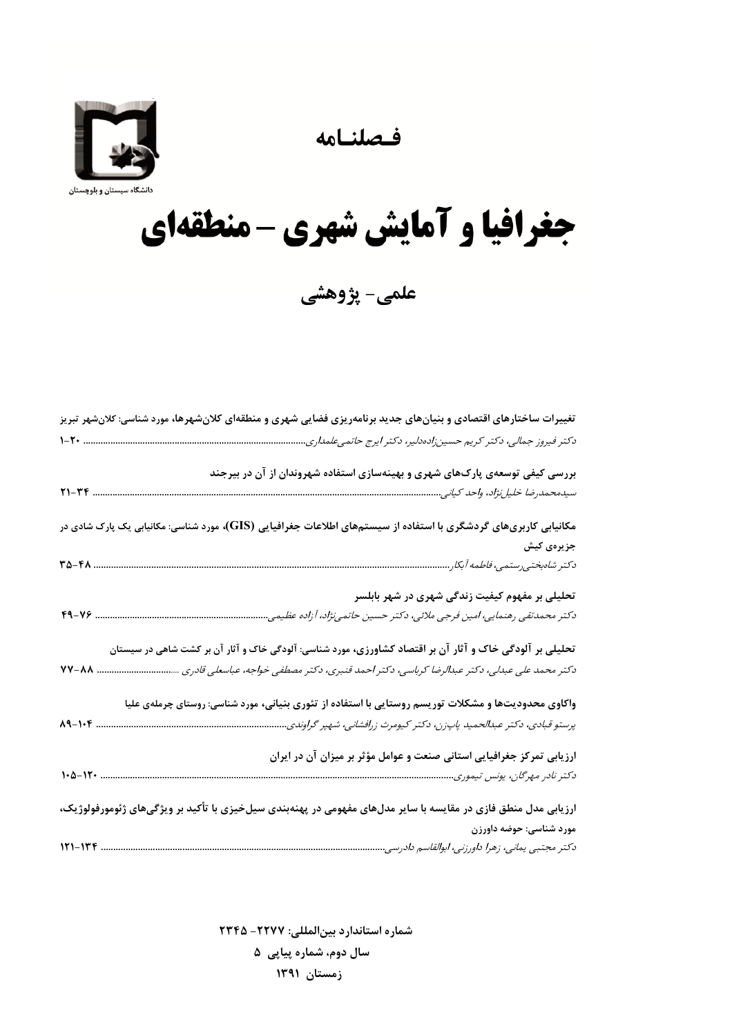دانشگاه سیستان و بلوچستان

فصلنامه

# جغرافیا و آمایش شهری - منطقه‌ای

## علمی- پژوهشی

**تغییرات ساختارهای اقتصادی و بنیان‌های جدید برنامه‌ریزی فضایی شهری و منطقه‌ای کلان‌شهرها، مورد شناسی: کلان‌شهر تبریز**
*دکتر فیروز جمالی، دکتر کریم حسین‌زاده‌دلیر، دکتر ایرج حاتمی‌علمداری* ............ ۱-۲۰

**بررسی کیفی توسعه‌ی پارک‌های شهری و بهینه‌سازی استفاده شهروندان از آن در بیرجند**
*سیدمحمدرضا خلیل‌نژاد، واحد کیانی* ............ ۲۱-۳۴

**مکانیابی کاربری‌های گردشگری با استفاده از سیستم‌های اطلاعات جغرافیایی (GIS)، مورد شناسی: مکانیابی یک پارک شادی در جزیره‌ی کیش**
*دکتر شاه‌بختی‌رستمی، فاطمه آبکار* ............ ۳۵-۴۸

**تحلیلی بر مفهوم کیفیت زندگی شهری در شهر بابلسر**
*دکتر محمدتقی رهنمایی، امین فرجی ملائی، دکتر حسین حاتمی‌نژاد، آزاده عظیمی* ............ ۴۹-۷۶

**تحلیلی بر آلودگی خاک و آثار آن بر اقتصاد کشاورزی، مورد شناسی: آلودگی خاک و آثار آن بر کشت شاهی در سیستان**
*دکتر محمد علی عبدلی، دکتر عبدالرضا کرباسی، دکتر احمد قنبری، دکتر مصطفی خواجه، عباسعلی قادری* ............ ۷۷-۸۸

**واکاوی محدودیت‌ها و مشکلات توریسم روستایی با استفاده از تئوری بنیانی، مورد شناسی: روستای چرمله‌ی علیا**
*پرستو قبادی، دکتر عبدالحمید پاپزن، دکتر کیومرث زرافشانی، شهپر گراوندی* ............ ۸۹-۱۰۴

**ارزیابی تمرکز جغرافیایی استانی صنعت و عوامل مؤثر بر میزان آن در ایران**
*دکتر نادر مهرگان، یونس تیموری* ............ ۱۰۵-۱۲۰

**ارزیابی مدل منطق فازی در مقایسه با سایر مدل‌های مفهومی در پهنه‌بندی سیل‌خیزی با تأکید بر ویژگی‌های ژئومورفولوژیک، مورد شناسی: حوضه داورزن**
*دکتر مجتبی یمانی، زهرا داورزنی، ابوالقاسم دادرسی* ............ ۱۲۱-۱۳۴

**شماره استاندارد بین‌المللی: ۲۲۷۷- ۲۳۴۵**
**سال دوم، شماره پیاپی ۵**
**زمستان ۱۳۹۱**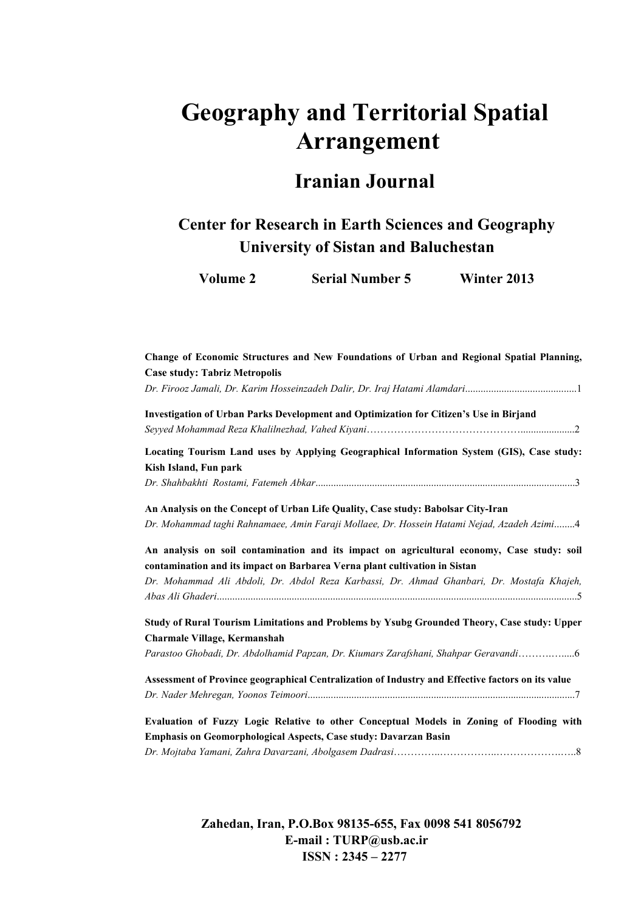# Geography and Territorial Spatial Arrangement

## Iranian Journal

### Center for Research in Earth Sciences and Geography
### University of Sistan and Baluchestan

**Volume 2 Serial Number 5 Winter 2013**

**Change of Economic Structures and New Foundations of Urban and Regional Spatial Planning, Case study: Tabriz Metropolis**
*Dr. Firooz Jamali, Dr. Karim Hosseinzadeh Dalir, Dr. Iraj Hatami Alamdari*...........................................1

**Investigation of Urban Parks Development and Optimization for Citizen's Use in Birjand**
*Seyyed Mohammad Reza Khalilnezhad, Vahed Kiyani*……………………………………….....................2

**Locating Tourism Land uses by Applying Geographical Information System (GIS), Case study: Kish Island, Fun park**
*Dr. Shahbakhti Rostami, Fatemeh Abkar*....................................................................................................3

**An Analysis on the Concept of Urban Life Quality, Case study: Babolsar City-Iran**
*Dr. Mohammad taghi Rahnamaee, Amin Faraji Mollaee, Dr. Hossein Hatami Nejad, Azadeh Azimi*........4

**An analysis on soil contamination and its impact on agricultural economy, Case study: soil contamination and its impact on Barbarea Verna plant cultivation in Sistan**
*Dr. Mohammad Ali Abdoli, Dr. Abdol Reza Karbassi, Dr. Ahmad Ghanbari, Dr. Mostafa Khajeh, Abas Ali Ghaderi*..........................................................................................................................................5

**Study of Rural Tourism Limitations and Problems by Ysubg Grounded Theory, Case study: Upper Charmale Village, Kermanshah**
*Parastoo Ghobadi, Dr. Abdolhamid Papzan, Dr. Kiumars Zarafshani, Shahpar Geravandi*…………….....6

**Assessment of Province geographical Centralization of Industry and Effective factors on its value**
*Dr. Nader Mehregan, Yoonos Teimoori*.......................................................................................................7

**Evaluation of Fuzzy Logic Relative to other Conceptual Models in Zoning of Flooding with Emphasis on Geomorphological Aspects, Case study: Davarzan Basin**
*Dr. Mojtaba Yamani, Zahra Davarzani, Abolgasem Dadrasi*…………..……………..…………………..…..8

**Zahedan, Iran, P.O.Box 98135-655, Fax 0098 541 8056792**
**E-mail : TURP@usb.ac.ir**
**ISSN : 2345 – 2277**